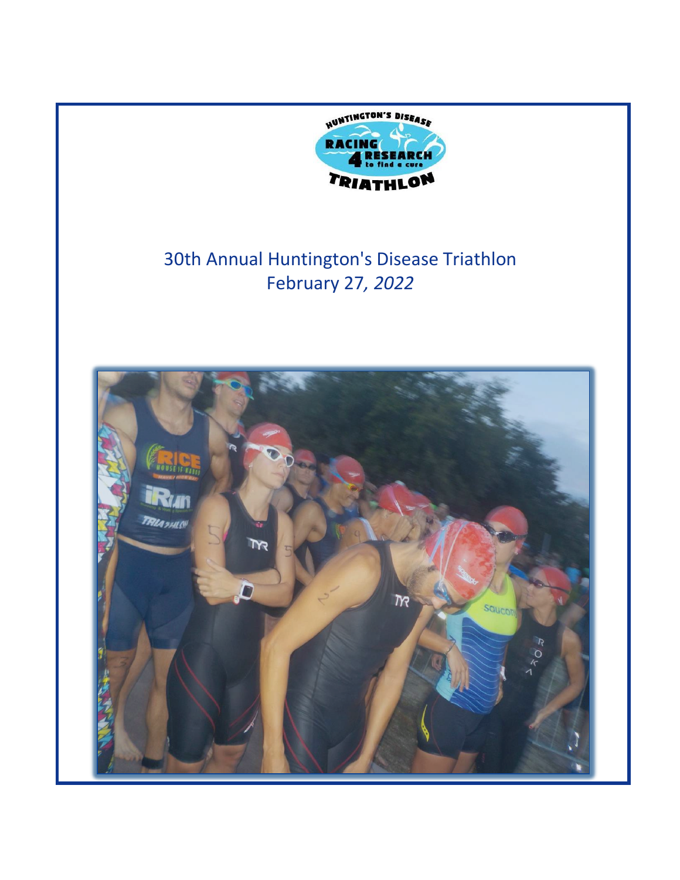# 30th Annual Huntington's Disease Triathlon

February 27, *2022*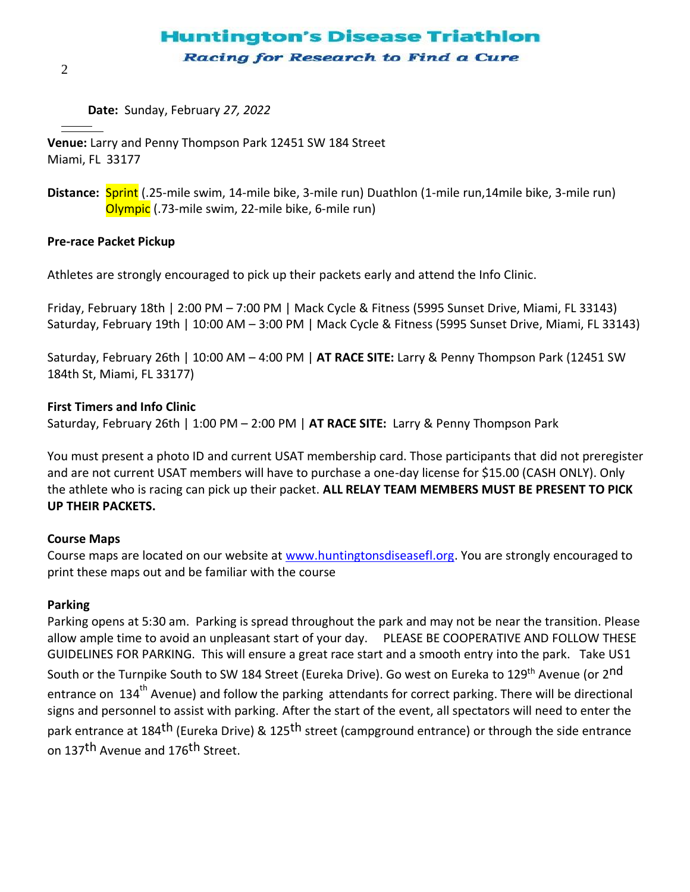**Date:** Sunday, February *27, 2022*

**Venue:** Larry and Penny Thompson Park 12451 SW 184 Street
Miami, FL 33177

**Distance:** Sprint (.25-mile swim, 14-mile bike, 3-mile run) Duathlon (1-mile run,14mile bike, 3-mile run)
Olympic (.73-mile swim, 22-mile bike, 6-mile run)

**Pre-race Packet Pickup**

Athletes are strongly encouraged to pick up their packets early and attend the Info Clinic.

Friday, February 18th | 2:00 PM – 7:00 PM | Mack Cycle & Fitness (5995 Sunset Drive, Miami, FL 33143)
Saturday, February 19th | 10:00 AM – 3:00 PM | Mack Cycle & Fitness (5995 Sunset Drive, Miami, FL 33143)

Saturday, February 26th | 10:00 AM – 4:00 PM | **AT RACE SITE:** Larry & Penny Thompson Park (12451 SW 184th St, Miami, FL 33177)

**First Timers and Info Clinic**
Saturday, February 26th | 1:00 PM – 2:00 PM | **AT RACE SITE:** Larry & Penny Thompson Park

You must present a photo ID and current USAT membership card. Those participants that did not preregister and are not current USAT members will have to purchase a one-day license for $15.00 (CASH ONLY). Only the athlete who is racing can pick up their packet. **ALL RELAY TEAM MEMBERS MUST BE PRESENT TO PICK UP THEIR PACKETS.**

**Course Maps**
Course maps are located on our website at www.huntingtonsdiseasefl.org. You are strongly encouraged to print these maps out and be familiar with the course

**Parking**
Parking opens at 5:30 am. Parking is spread throughout the park and may not be near the transition. Please allow ample time to avoid an unpleasant start of your day. PLEASE BE COOPERATIVE AND FOLLOW THESE GUIDELINES FOR PARKING. This will ensure a great race start and a smooth entry into the park. Take US1 South or the Turnpike South to SW 184 Street (Eureka Drive). Go west on Eureka to 129th Avenue (or 2nd entrance on 134th Avenue) and follow the parking attendants for correct parking. There will be directional signs and personnel to assist with parking. After the start of the event, all spectators will need to enter the park entrance at 184th (Eureka Drive) & 125th street (campground entrance) or through the side entrance on 137th Avenue and 176th Street.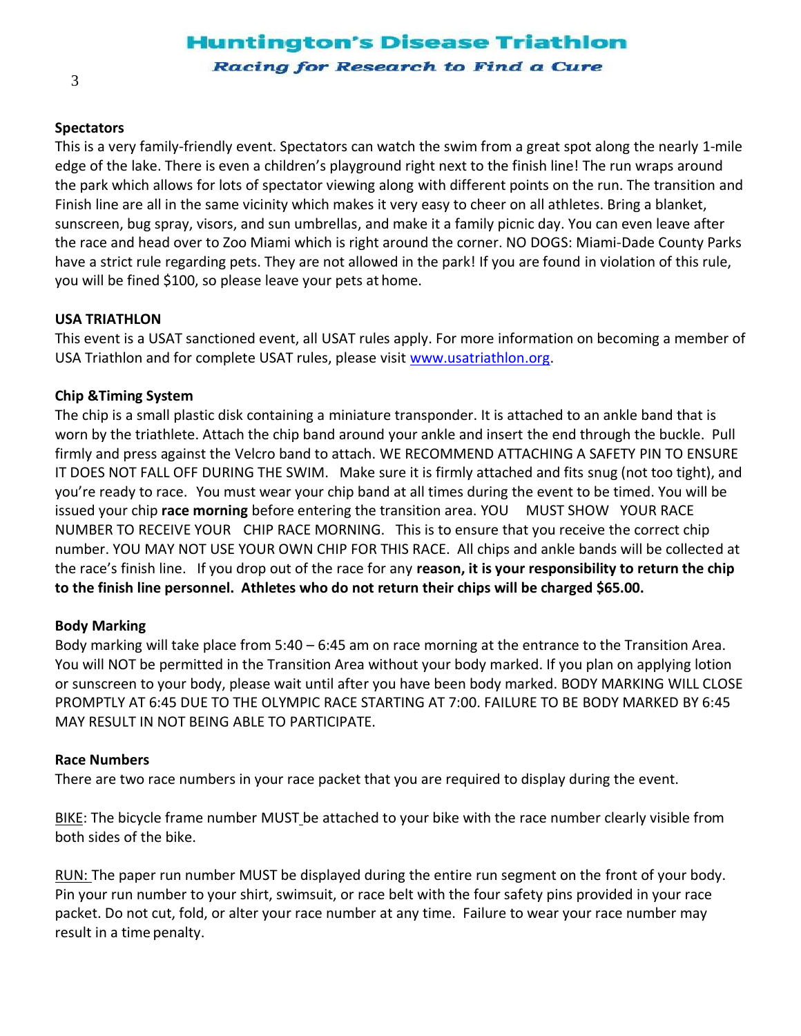## Spectators

This is a very family-friendly event. Spectators can watch the swim from a great spot along the nearly 1-mile edge of the lake. There is even a children's playground right next to the finish line! The run wraps around the park which allows for lots of spectator viewing along with different points on the run. The transition and Finish line are all in the same vicinity which makes it very easy to cheer on all athletes. Bring a blanket, sunscreen, bug spray, visors, and sun umbrellas, and make it a family picnic day. You can even leave after the race and head over to Zoo Miami which is right around the corner. NO DOGS: Miami-Dade County Parks have a strict rule regarding pets. They are not allowed in the park! If you are found in violation of this rule, you will be fined $100, so please leave your pets at home.

## USA TRIATHLON

This event is a USAT sanctioned event, all USAT rules apply. For more information on becoming a member of USA Triathlon and for complete USAT rules, please visit [www.usatriathlon.org](www.usatriathlon.org).

## Chip &Timing System

The chip is a small plastic disk containing a miniature transponder. It is attached to an ankle band that is worn by the triathlete. Attach the chip band around your ankle and insert the end through the buckle. Pull firmly and press against the Velcro band to attach. WE RECOMMEND ATTACHING A SAFETY PIN TO ENSURE IT DOES NOT FALL OFF DURING THE SWIM. Make sure it is firmly attached and fits snug (not too tight), and you're ready to race. You must wear your chip band at all times during the event to be timed. You will be issued your chip **race morning** before entering the transition area. YOU MUST SHOW YOUR RACE NUMBER TO RECEIVE YOUR CHIP RACE MORNING. This is to ensure that you receive the correct chip number. YOU MAY NOT USE YOUR OWN CHIP FOR THIS RACE. All chips and ankle bands will be collected at the race's finish line. If you drop out of the race for any **reason, it is your responsibility to return the chip to the finish line personnel. Athletes who do not return their chips will be charged $65.00.**

## Body Marking

Body marking will take place from 5:40 – 6:45 am on race morning at the entrance to the Transition Area. You will NOT be permitted in the Transition Area without your body marked. If you plan on applying lotion or sunscreen to your body, please wait until after you have been body marked. BODY MARKING WILL CLOSE PROMPTLY AT 6:45 DUE TO THE OLYMPIC RACE STARTING AT 7:00. FAILURE TO BE BODY MARKED BY 6:45 MAY RESULT IN NOT BEING ABLE TO PARTICIPATE.

## Race Numbers

There are two race numbers in your race packet that you are required to display during the event.

BIKE: The bicycle frame number MUST be attached to your bike with the race number clearly visible from both sides of the bike.

RUN: The paper run number MUST be displayed during the entire run segment on the front of your body. Pin your run number to your shirt, swimsuit, or race belt with the four safety pins provided in your race packet. Do not cut, fold, or alter your race number at any time. Failure to wear your race number may result in a time penalty.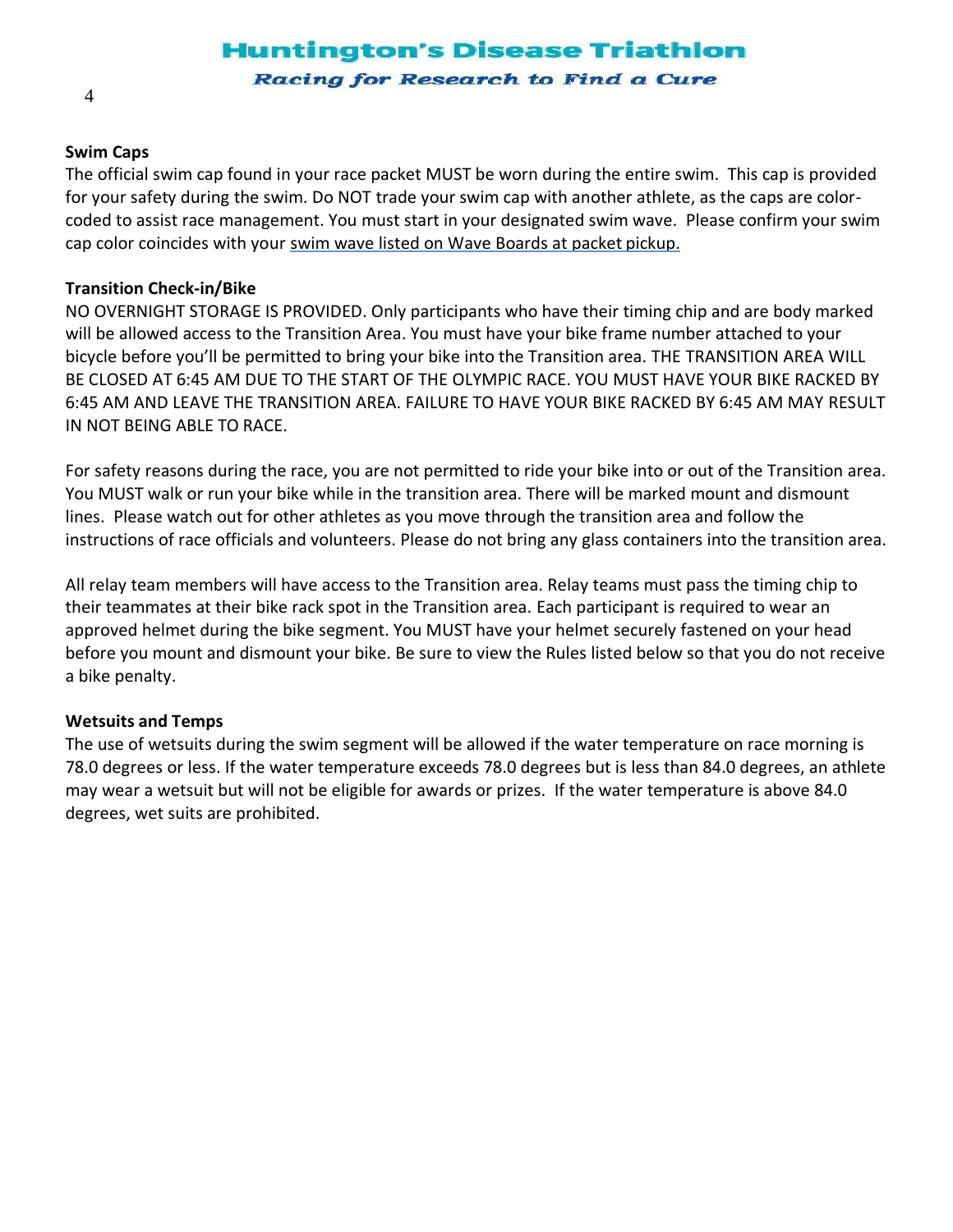### Swim Caps

The official swim cap found in your race packet MUST be worn during the entire swim. This cap is provided for your safety during the swim. Do NOT trade your swim cap with another athlete, as the caps are color-coded to assist race management. You must start in your designated swim wave. Please confirm your swim cap color coincides with your swim wave listed on Wave Boards at packet pickup.

### Transition Check-in/Bike

NO OVERNIGHT STORAGE IS PROVIDED. Only participants who have their timing chip and are body marked will be allowed access to the Transition Area. You must have your bike frame number attached to your bicycle before you'll be permitted to bring your bike into the Transition area. THE TRANSITION AREA WILL BE CLOSED AT 6:45 AM DUE TO THE START OF THE OLYMPIC RACE. YOU MUST HAVE YOUR BIKE RACKED BY 6:45 AM AND LEAVE THE TRANSITION AREA. FAILURE TO HAVE YOUR BIKE RACKED BY 6:45 AM MAY RESULT IN NOT BEING ABLE TO RACE.

For safety reasons during the race, you are not permitted to ride your bike into or out of the Transition area. You MUST walk or run your bike while in the transition area. There will be marked mount and dismount lines. Please watch out for other athletes as you move through the transition area and follow the instructions of race officials and volunteers. Please do not bring any glass containers into the transition area.

All relay team members will have access to the Transition area. Relay teams must pass the timing chip to their teammates at their bike rack spot in the Transition area. Each participant is required to wear an approved helmet during the bike segment. You MUST have your helmet securely fastened on your head before you mount and dismount your bike. Be sure to view the Rules listed below so that you do not receive a bike penalty.

### Wetsuits and Temps

The use of wetsuits during the swim segment will be allowed if the water temperature on race morning is 78.0 degrees or less. If the water temperature exceeds 78.0 degrees but is less than 84.0 degrees, an athlete may wear a wetsuit but will not be eligible for awards or prizes. If the water temperature is above 84.0 degrees, wet suits are prohibited.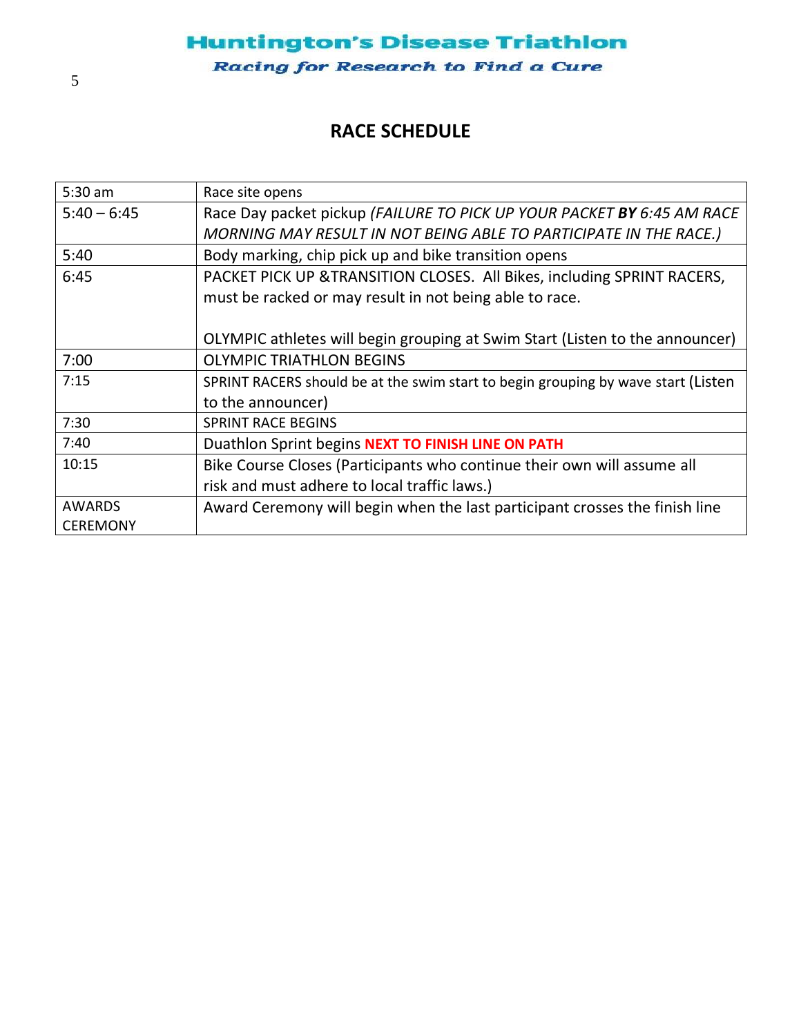## RACE SCHEDULE

| | |
|---|---|
| 5:30 am | Race site opens |
| 5:40 – 6:45 | Race Day packet pickup *(FAILURE TO PICK UP YOUR PACKET **BY** 6:45 AM RACE MORNING MAY RESULT IN NOT BEING ABLE TO PARTICIPATE IN THE RACE.)* |
| 5:40 | Body marking, chip pick up and bike transition opens |
| 6:45 | PACKET PICK UP &TRANSITION CLOSES. All Bikes, including SPRINT RACERS, must be racked or may result in not being able to race.<br><br>OLYMPIC athletes will begin grouping at Swim Start (Listen to the announcer) |
| 7:00 | OLYMPIC TRIATHLON BEGINS |
| 7:15 | SPRINT RACERS should be at the swim start to begin grouping by wave start (Listen to the announcer) |
| 7:30 | SPRINT RACE BEGINS |
| 7:40 | Duathlon Sprint begins **NEXT TO FINISH LINE ON PATH** |
| 10:15 | Bike Course Closes (Participants who continue their own will assume all risk and must adhere to local traffic laws.) |
| AWARDS CEREMONY | Award Ceremony will begin when the last participant crosses the finish line |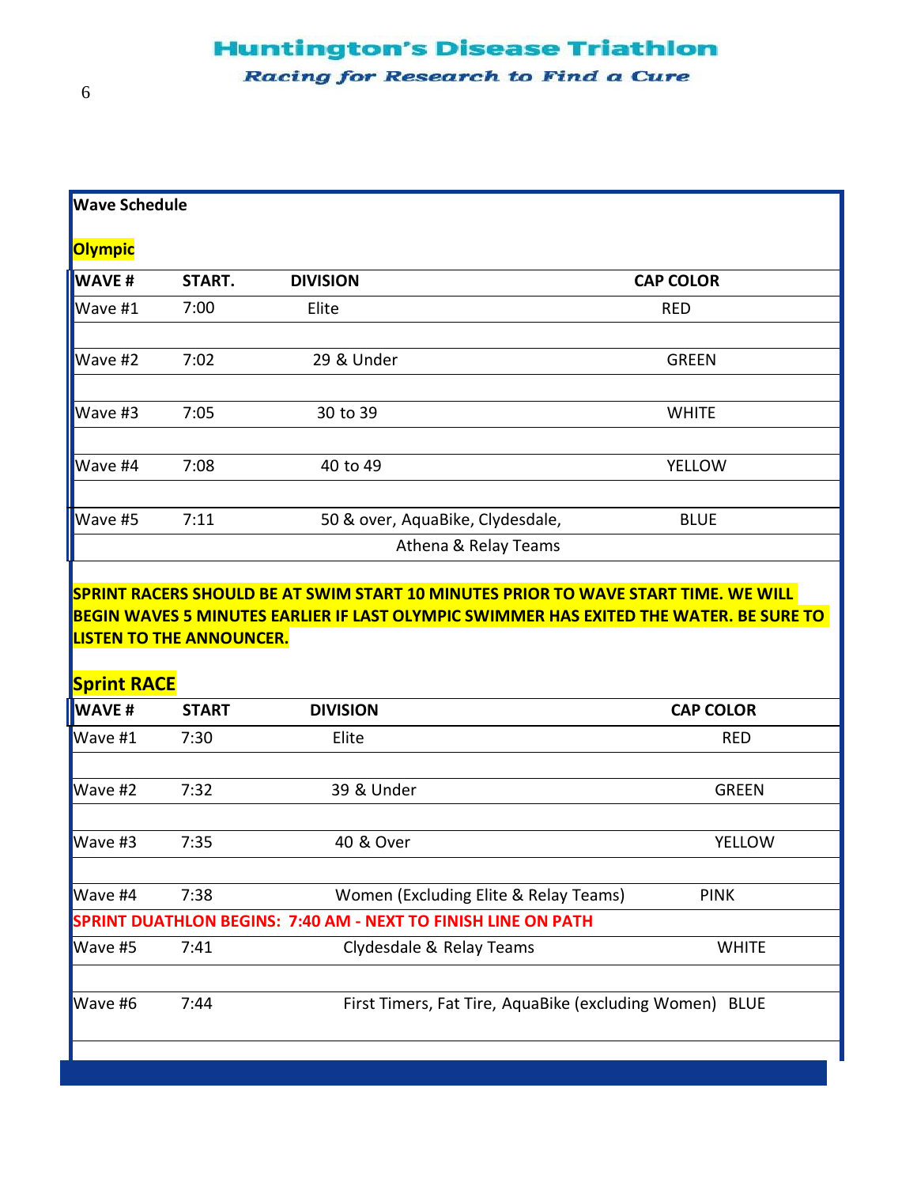# Huntington's Disease Triathlon

*Racing for Research to Find a Cure*

**Wave Schedule**

**Olympic**

| WAVE # | START. | DIVISION | CAP COLOR |
|---|---|---|---|
| Wave #1 | 7:00 | Elite | RED |
| Wave #2 | 7:02 | 29 & Under | GREEN |
| Wave #3 | 7:05 | 30 to 39 | WHITE |
| Wave #4 | 7:08 | 40 to 49 | YELLOW |
| Wave #5 | 7:11 | 50 & over, AquaBike, Clydesdale, Athena & Relay Teams | BLUE |

**SPRINT RACERS SHOULD BE AT SWIM START 10 MINUTES PRIOR TO WAVE START TIME. WE WILL BEGIN WAVES 5 MINUTES EARLIER IF LAST OLYMPIC SWIMMER HAS EXITED THE WATER. BE SURE TO LISTEN TO THE ANNOUNCER.**

**Sprint RACE**

| WAVE # | START | DIVISION | CAP COLOR |
|---|---|---|---|
| Wave #1 | 7:30 | Elite | RED |
| Wave #2 | 7:32 | 39 & Under | GREEN |
| Wave #3 | 7:35 | 40 & Over | YELLOW |
| Wave #4 | 7:38 | Women (Excluding Elite & Relay Teams) | PINK |
| **SPRINT DUATHLON BEGINS: 7:40 AM - NEXT TO FINISH LINE ON PATH** | | | |
| Wave #5 | 7:41 | Clydesdale & Relay Teams | WHITE |
| Wave #6 | 7:44 | First Timers, Fat Tire, AquaBike (excluding Women) | BLUE |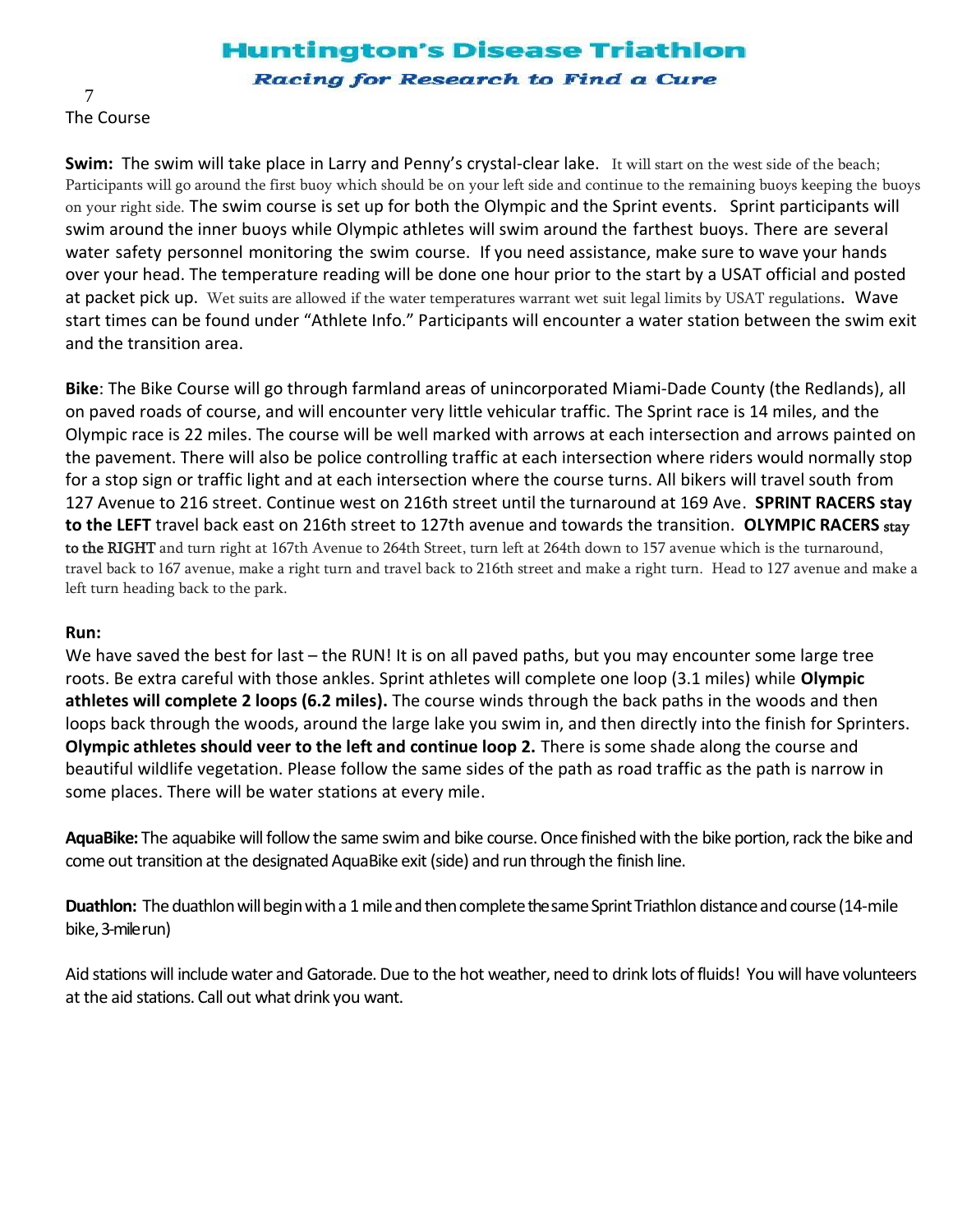The Course

**Swim:** The swim will take place in Larry and Penny's crystal-clear lake. It will start on the west side of the beach; Participants will go around the first buoy which should be on your left side and continue to the remaining buoys keeping the buoys on your right side. The swim course is set up for both the Olympic and the Sprint events. Sprint participants will swim around the inner buoys while Olympic athletes will swim around the farthest buoys. There are several water safety personnel monitoring the swim course. If you need assistance, make sure to wave your hands over your head. The temperature reading will be done one hour prior to the start by a USAT official and posted at packet pick up. Wet suits are allowed if the water temperatures warrant wet suit legal limits by USAT regulations. Wave start times can be found under "Athlete Info." Participants will encounter a water station between the swim exit and the transition area.

**Bike**: The Bike Course will go through farmland areas of unincorporated Miami-Dade County (the Redlands), all on paved roads of course, and will encounter very little vehicular traffic. The Sprint race is 14 miles, and the Olympic race is 22 miles. The course will be well marked with arrows at each intersection and arrows painted on the pavement. There will also be police controlling traffic at each intersection where riders would normally stop for a stop sign or traffic light and at each intersection where the course turns. All bikers will travel south from 127 Avenue to 216 street. Continue west on 216th street until the turnaround at 169 Ave. **SPRINT RACERS stay to the LEFT** travel back east on 216th street to 127th avenue and towards the transition. **OLYMPIC RACERS stay to the RIGHT** and turn right at 167th Avenue to 264th Street, turn left at 264th down to 157 avenue which is the turnaround, travel back to 167 avenue, make a right turn and travel back to 216th street and make a right turn. Head to 127 avenue and make a left turn heading back to the park.

**Run:**
We have saved the best for last – the RUN! It is on all paved paths, but you may encounter some large tree roots. Be extra careful with those ankles. Sprint athletes will complete one loop (3.1 miles) while **Olympic athletes will complete 2 loops (6.2 miles).** The course winds through the back paths in the woods and then loops back through the woods, around the large lake you swim in, and then directly into the finish for Sprinters. **Olympic athletes should veer to the left and continue loop 2.** There is some shade along the course and beautiful wildlife vegetation. Please follow the same sides of the path as road traffic as the path is narrow in some places. There will be water stations at every mile.

**AquaBike:** The aquabike will follow the same swim and bike course. Once finished with the bike portion, rack the bike and come out transition at the designated AquaBike exit (side) and run through the finish line.

**Duathlon:** The duathlon will begin with a 1 mile and then complete the same Sprint Triathlon distance and course (14-mile bike, 3-mile run)

Aid stations will include water and Gatorade. Due to the hot weather, need to drink lots of fluids! You will have volunteers at the aid stations. Call out what drink you want.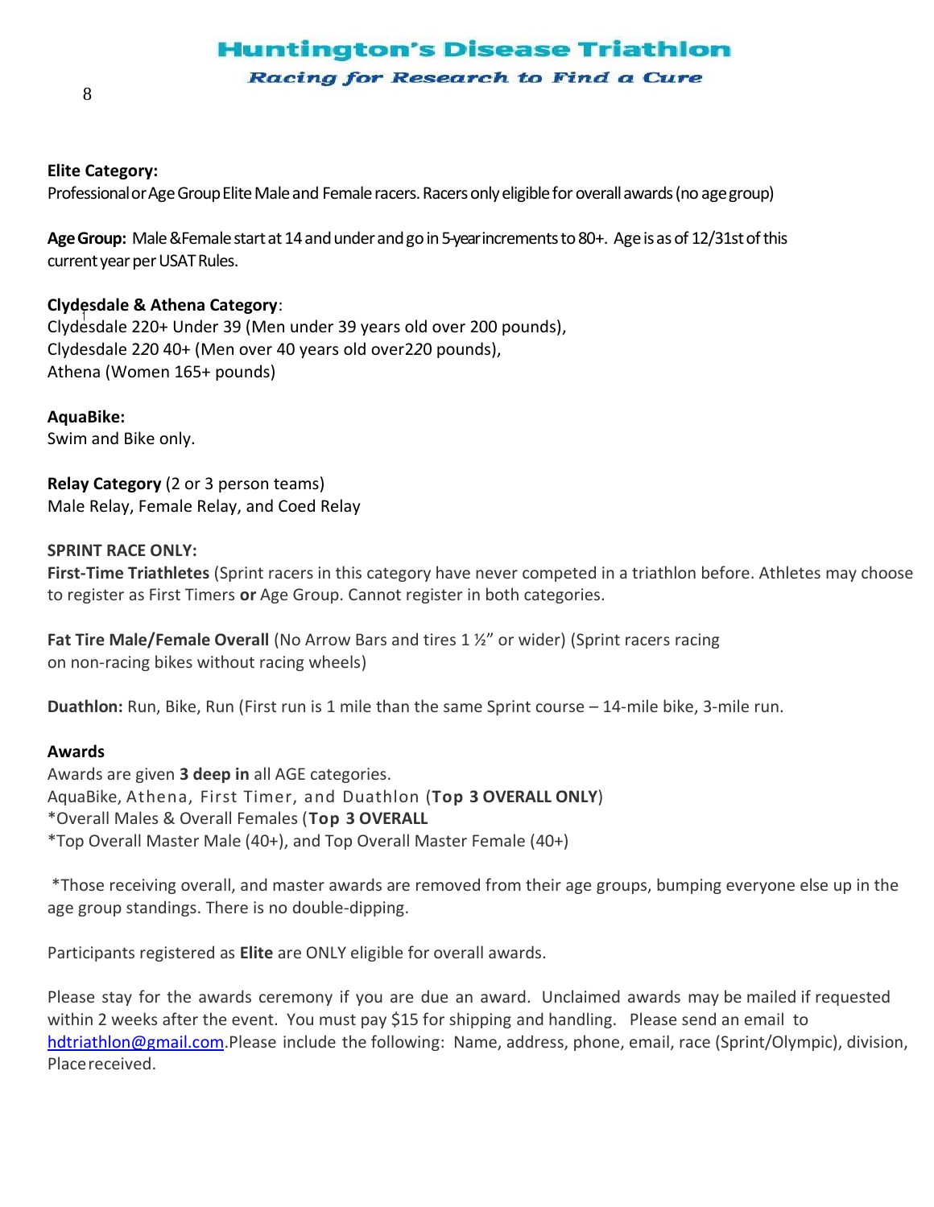**Elite Category:**
Professional or Age Group Elite Male and Female racers. Racers only eligible for overall awards (no age group)

**Age Group:** Male &Female start at 14 and under and go in 5-year increments to 80+. Age is as of 12/31st of this current year per USAT Rules.

**Clydesdale & Athena Category**:
Clydesdale 220+ Under 39 (Men under 39 years old over 200 pounds),
Clydesdale 220 40+ (Men over 40 years old over220 pounds),
Athena (Women 165+ pounds)

**AquaBike:**
Swim and Bike only.

**Relay Category** (2 or 3 person teams)
Male Relay, Female Relay, and Coed Relay

**SPRINT RACE ONLY:**
**First-Time Triathletes** (Sprint racers in this category have never competed in a triathlon before. Athletes may choose to register as First Timers **or** Age Group. Cannot register in both categories.

**Fat Tire Male/Female Overall** (No Arrow Bars and tires 1 ½" or wider) (Sprint racers racing on non-racing bikes without racing wheels)

**Duathlon:** Run, Bike, Run (First run is 1 mile than the same Sprint course – 14-mile bike, 3-mile run.

**Awards**
Awards are given **3 deep in** all AGE categories.
AquaBike, Athena, First Timer, and Duathlon (**Top 3 OVERALL ONLY**)
*Overall Males & Overall Females (**Top 3 OVERALL**
*Top Overall Master Male (40+), and Top Overall Master Female (40+)

*Those receiving overall, and master awards are removed from their age groups, bumping everyone else up in the age group standings. There is no double-dipping.

Participants registered as **Elite** are ONLY eligible for overall awards.

Please stay for the awards ceremony if you are due an award. Unclaimed awards may be mailed if requested within 2 weeks after the event. You must pay $15 for shipping and handling. Please send an email to hdtriathlon@gmail.com.Please include the following: Name, address, phone, email, race (Sprint/Olympic), division, Place received.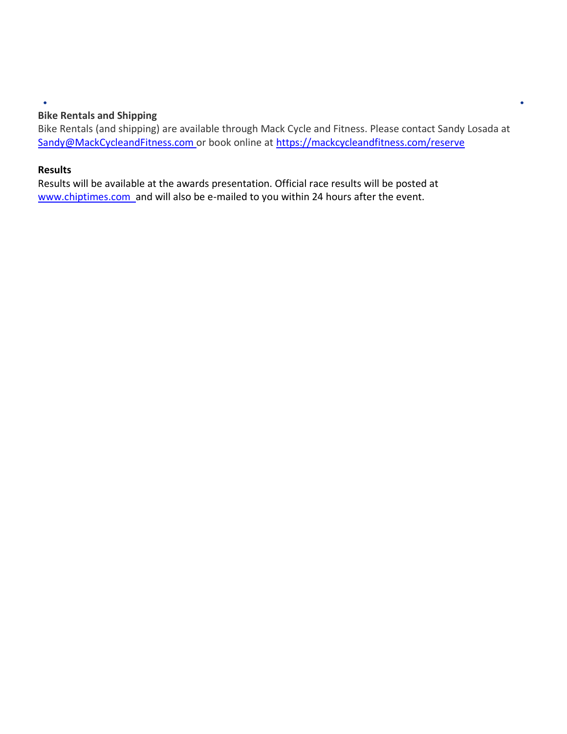**Bike Rentals and Shipping**

Bike Rentals (and shipping) are available through Mack Cycle and Fitness. Please contact Sandy Losada at Sandy@MackCycleandFitness.com or book online at https://mackcycleandfitness.com/reserve

**Results**

Results will be available at the awards presentation. Official race results will be posted at www.chiptimes.com and will also be e-mailed to you within 24 hours after the event.